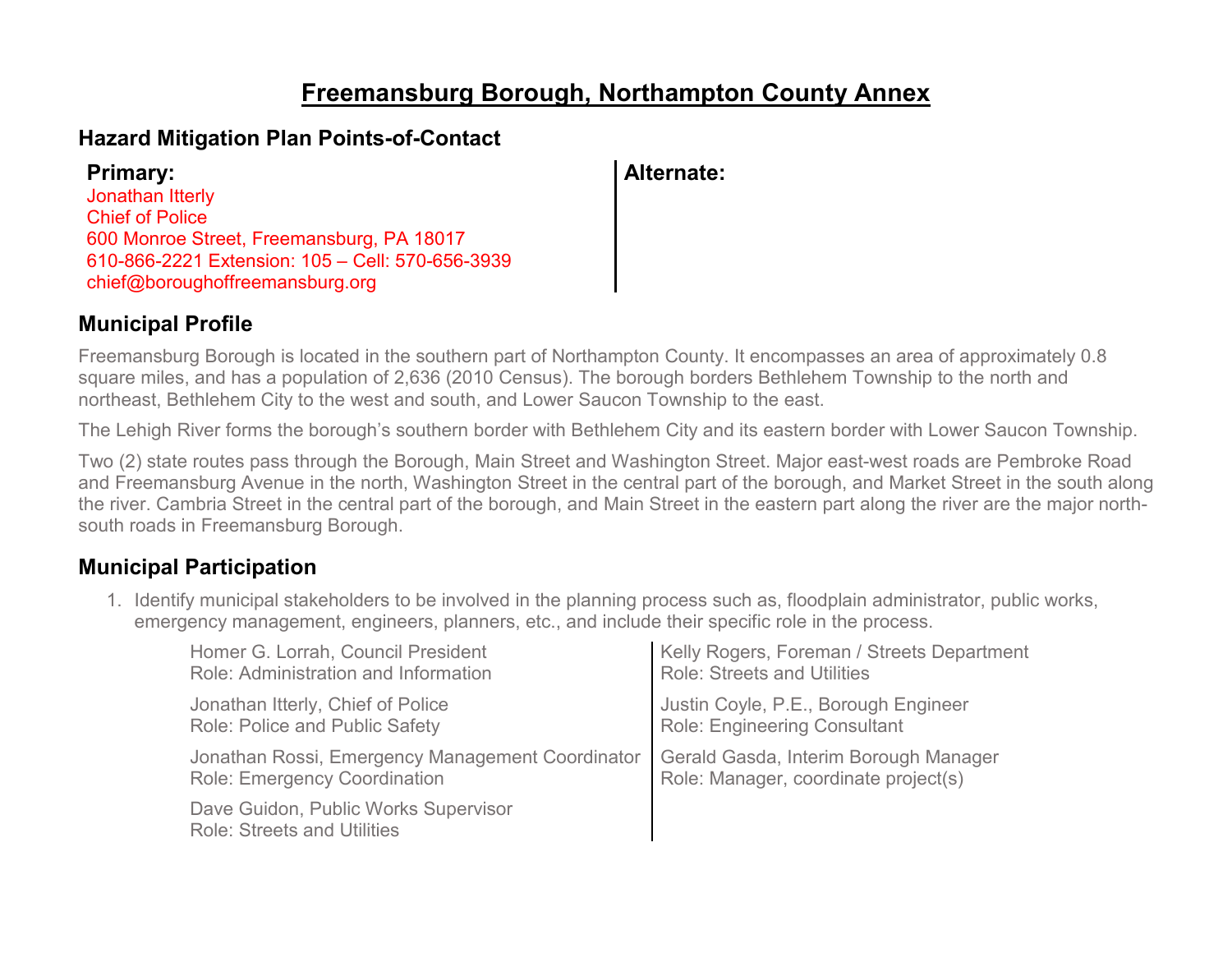# Freemansburg Borough, Northampton County Annex

## Hazard Mitigation Plan Points-of-Contact

| **Primary:** | **Alternate:** |
|---|---|
| Jonathan Itterly<br>Chief of Police<br>600 Monroe Street, Freemansburg, PA 18017<br>610-866-2221 Extension: 105 – Cell: 570-656-3939<br>chief@boroughoffreemansburg.org | |

## Municipal Profile

Freemansburg Borough is located in the southern part of Northampton County. It encompasses an area of approximately 0.8 square miles, and has a population of 2,636 (2010 Census). The borough borders Bethlehem Township to the north and northeast, Bethlehem City to the west and south, and Lower Saucon Township to the east.

The Lehigh River forms the borough's southern border with Bethlehem City and its eastern border with Lower Saucon Township.

Two (2) state routes pass through the Borough, Main Street and Washington Street. Major east-west roads are Pembroke Road and Freemansburg Avenue in the north, Washington Street in the central part of the borough, and Market Street in the south along the river. Cambria Street in the central part of the borough, and Main Street in the eastern part along the river are the major north-south roads in Freemansburg Borough.

## Municipal Participation

1. Identify municipal stakeholders to be involved in the planning process such as, floodplain administrator, public works, emergency management, engineers, planners, etc., and include their specific role in the process.

| | |
|---|---|
| Homer G. Lorrah, Council President<br>Role: Administration and Information | Kelly Rogers, Foreman / Streets Department<br>Role: Streets and Utilities |
| Jonathan Itterly, Chief of Police<br>Role: Police and Public Safety | Justin Coyle, P.E., Borough Engineer<br>Role: Engineering Consultant |
| Jonathan Rossi, Emergency Management Coordinator<br>Role: Emergency Coordination | Gerald Gasda, Interim Borough Manager<br>Role: Manager, coordinate project(s) |
| Dave Guidon, Public Works Supervisor<br>Role: Streets and Utilities | |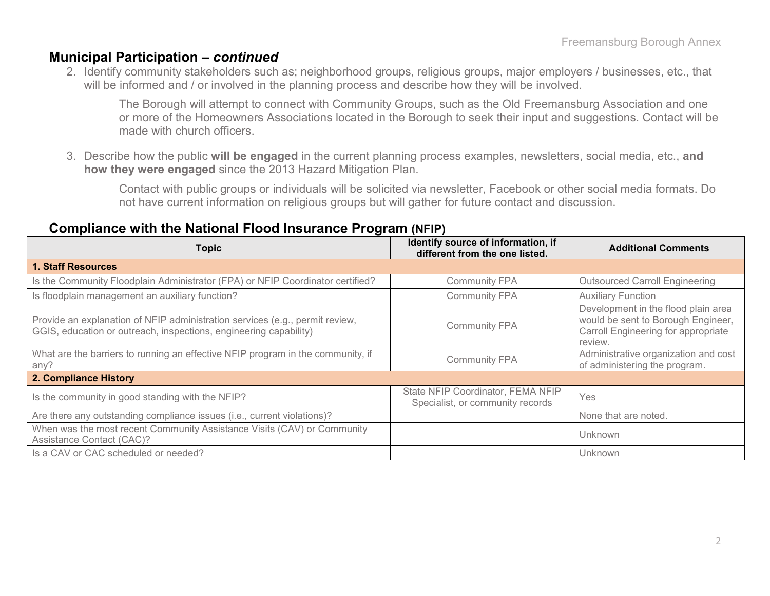## Municipal Participation – *continued*

2. Identify community stakeholders such as; neighborhood groups, religious groups, major employers / businesses, etc., that will be informed and / or involved in the planning process and describe how they will be involved.

    The Borough will attempt to connect with Community Groups, such as the Old Freemansburg Association and one or more of the Homeowners Associations located in the Borough to seek their input and suggestions. Contact will be made with church officers.

3. Describe how the public **will be engaged** in the current planning process examples, newsletters, social media, etc., **and how they were engaged** since the 2013 Hazard Mitigation Plan.

    Contact with public groups or individuals will be solicited via newsletter, Facebook or other social media formats. Do not have current information on religious groups but will gather for future contact and discussion.

## Compliance with the National Flood Insurance Program (NFIP)

| Topic | Identify source of information, if different from the one listed. | Additional Comments |
|---|---|---|
| **1. Staff Resources** | | |
| Is the Community Floodplain Administrator (FPA) or NFIP Coordinator certified? | Community FPA | Outsourced Carroll Engineering |
| Is floodplain management an auxiliary function? | Community FPA | Auxiliary Function |
| Provide an explanation of NFIP administration services (e.g., permit review, GGIS, education or outreach, inspections, engineering capability) | Community FPA | Development in the flood plain area would be sent to Borough Engineer, Carroll Engineering for appropriate review. |
| What are the barriers to running an effective NFIP program in the community, if any? | Community FPA | Administrative organization and cost of administering the program. |
| **2. Compliance History** | | |
| Is the community in good standing with the NFIP? | State NFIP Coordinator, FEMA NFIP Specialist, or community records | Yes |
| Are there any outstanding compliance issues (i.e., current violations)? | | None that are noted. |
| When was the most recent Community Assistance Visits (CAV) or Community Assistance Contact (CAC)? | | Unknown |
| Is a CAV or CAC scheduled or needed? | | Unknown |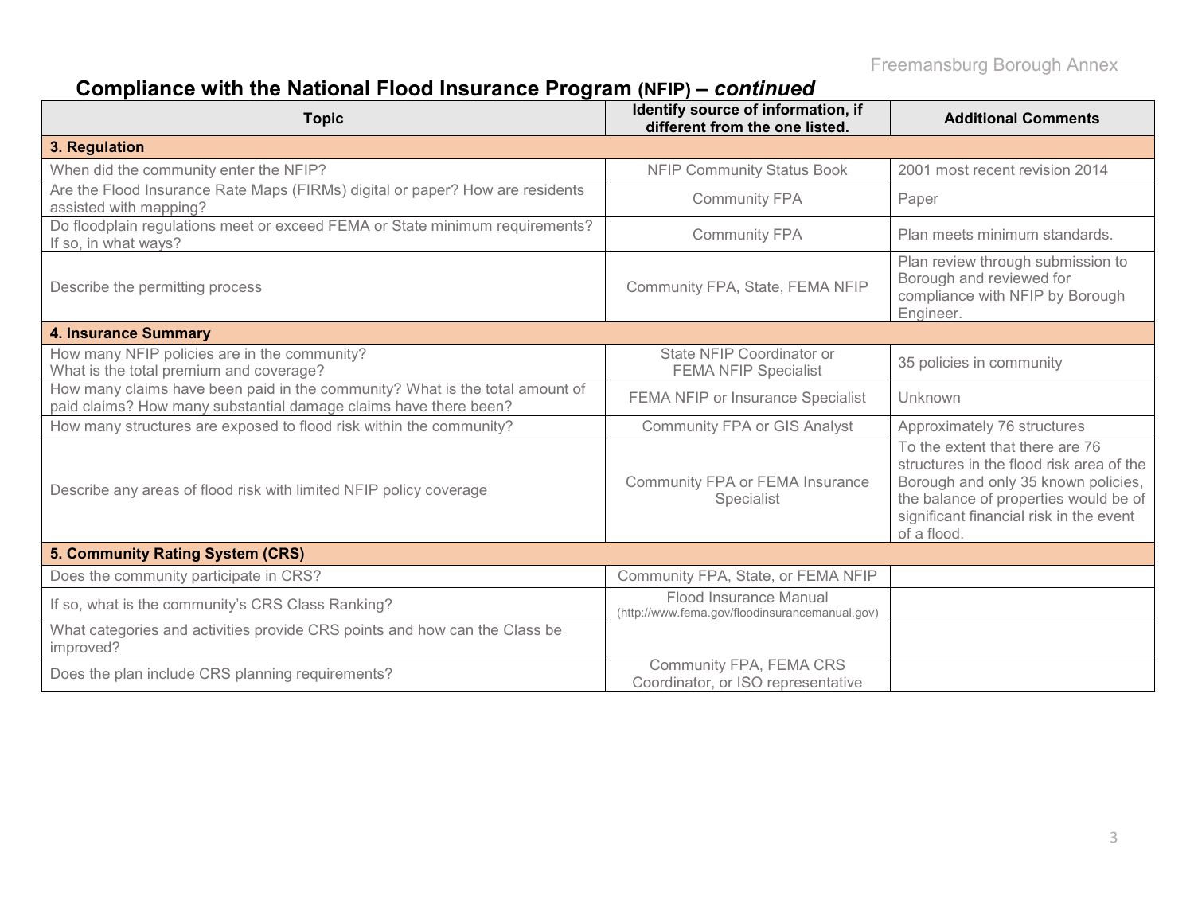## Compliance with the National Flood Insurance Program (NFIP) – *continued*

| Topic | Identify source of information, if different from the one listed. | Additional Comments |
|---|---|---|
| **3. Regulation** | | |
| When did the community enter the NFIP? | NFIP Community Status Book | 2001 most recent revision 2014 |
| Are the Flood Insurance Rate Maps (FIRMs) digital or paper? How are residents assisted with mapping? | Community FPA | Paper |
| Do floodplain regulations meet or exceed FEMA or State minimum requirements? If so, in what ways? | Community FPA | Plan meets minimum standards. |
| Describe the permitting process | Community FPA, State, FEMA NFIP | Plan review through submission to Borough and reviewed for compliance with NFIP by Borough Engineer. |
| **4. Insurance Summary** | | |
| How many NFIP policies are in the community? What is the total premium and coverage? | State NFIP Coordinator or FEMA NFIP Specialist | 35 policies in community |
| How many claims have been paid in the community? What is the total amount of paid claims? How many substantial damage claims have there been? | FEMA NFIP or Insurance Specialist | Unknown |
| How many structures are exposed to flood risk within the community? | Community FPA or GIS Analyst | Approximately 76 structures |
| Describe any areas of flood risk with limited NFIP policy coverage | Community FPA or FEMA Insurance Specialist | To the extent that there are 76 structures in the flood risk area of the Borough and only 35 known policies, the balance of properties would be of significant financial risk in the event of a flood. |
| **5. Community Rating System (CRS)** | | |
| Does the community participate in CRS? | Community FPA, State, or FEMA NFIP | |
| If so, what is the community's CRS Class Ranking? | Flood Insurance Manual (http://www.fema.gov/floodinsurancemanual.gov) | |
| What categories and activities provide CRS points and how can the Class be improved? | | |
| Does the plan include CRS planning requirements? | Community FPA, FEMA CRS Coordinator, or ISO representative | |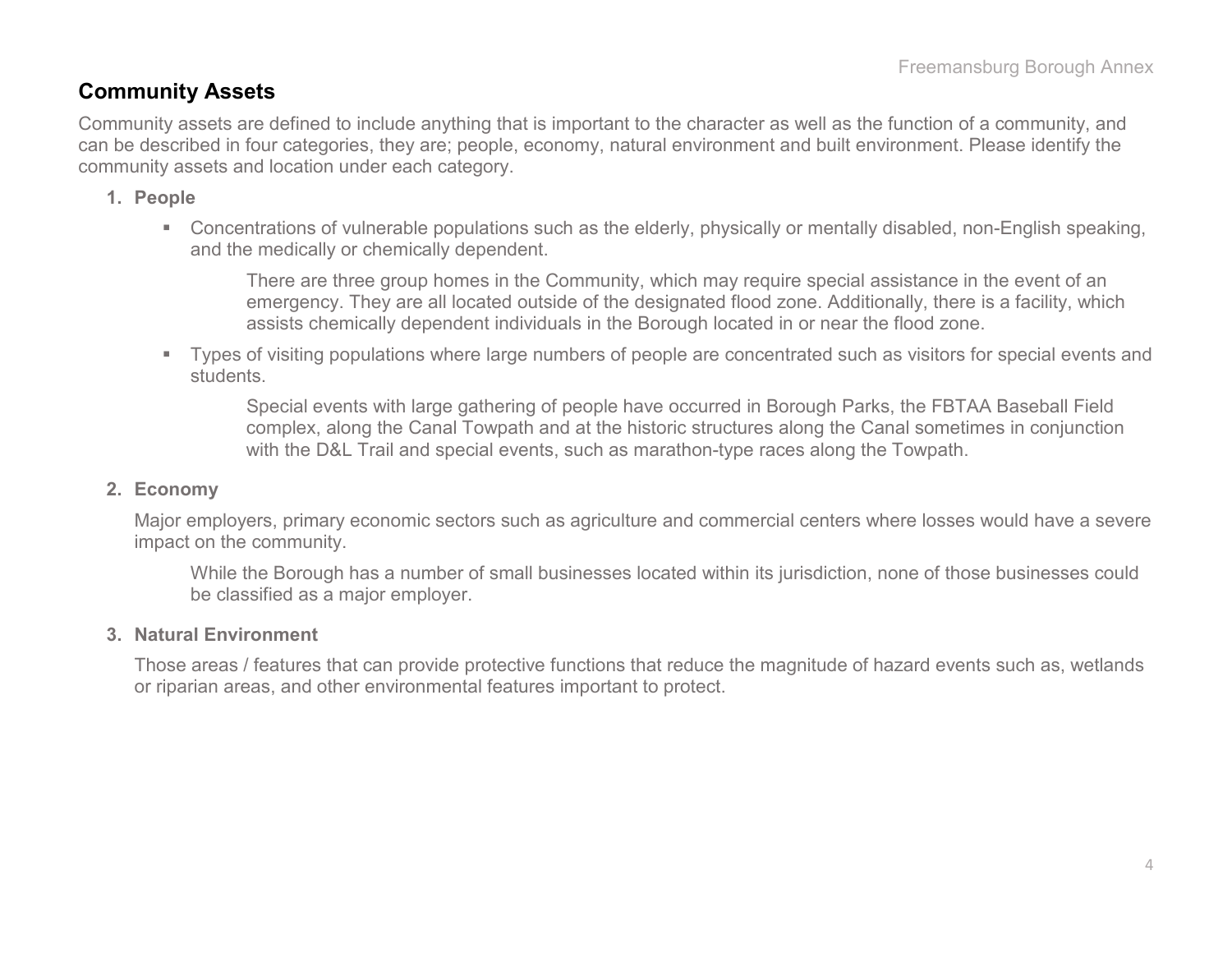## Community Assets

Community assets are defined to include anything that is important to the character as well as the function of a community, and can be described in four categories, they are; people, economy, natural environment and built environment. Please identify the community assets and location under each category.

1. **People**

   - Concentrations of vulnerable populations such as the elderly, physically or mentally disabled, non-English speaking, and the medically or chemically dependent.

     There are three group homes in the Community, which may require special assistance in the event of an emergency. They are all located outside of the designated flood zone. Additionally, there is a facility, which assists chemically dependent individuals in the Borough located in or near the flood zone.

   - Types of visiting populations where large numbers of people are concentrated such as visitors for special events and students.

     Special events with large gathering of people have occurred in Borough Parks, the FBTAA Baseball Field complex, along the Canal Towpath and at the historic structures along the Canal sometimes in conjunction with the D&L Trail and special events, such as marathon-type races along the Towpath.

2. **Economy**

   Major employers, primary economic sectors such as agriculture and commercial centers where losses would have a severe impact on the community.

   While the Borough has a number of small businesses located within its jurisdiction, none of those businesses could be classified as a major employer.

3. **Natural Environment**

   Those areas / features that can provide protective functions that reduce the magnitude of hazard events such as, wetlands or riparian areas, and other environmental features important to protect.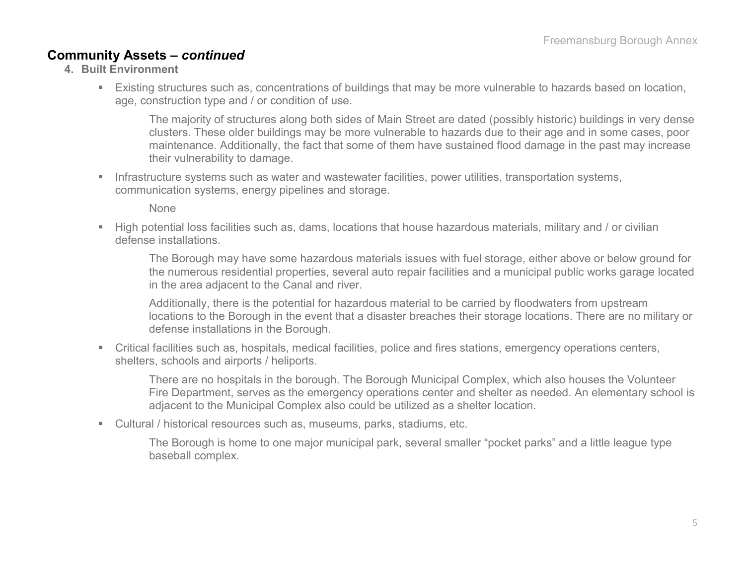## Community Assets – *continued*

### 4. Built Environment

- Existing structures such as, concentrations of buildings that may be more vulnerable to hazards based on location, age, construction type and / or condition of use.

  The majority of structures along both sides of Main Street are dated (possibly historic) buildings in very dense clusters. These older buildings may be more vulnerable to hazards due to their age and in some cases, poor maintenance. Additionally, the fact that some of them have sustained flood damage in the past may increase their vulnerability to damage.

- Infrastructure systems such as water and wastewater facilities, power utilities, transportation systems, communication systems, energy pipelines and storage.

  None

- High potential loss facilities such as, dams, locations that house hazardous materials, military and / or civilian defense installations.

  The Borough may have some hazardous materials issues with fuel storage, either above or below ground for the numerous residential properties, several auto repair facilities and a municipal public works garage located in the area adjacent to the Canal and river.

  Additionally, there is the potential for hazardous material to be carried by floodwaters from upstream locations to the Borough in the event that a disaster breaches their storage locations. There are no military or defense installations in the Borough.

- Critical facilities such as, hospitals, medical facilities, police and fires stations, emergency operations centers, shelters, schools and airports / heliports.

  There are no hospitals in the borough. The Borough Municipal Complex, which also houses the Volunteer Fire Department, serves as the emergency operations center and shelter as needed. An elementary school is adjacent to the Municipal Complex also could be utilized as a shelter location.

- Cultural / historical resources such as, museums, parks, stadiums, etc.

  The Borough is home to one major municipal park, several smaller "pocket parks" and a little league type baseball complex.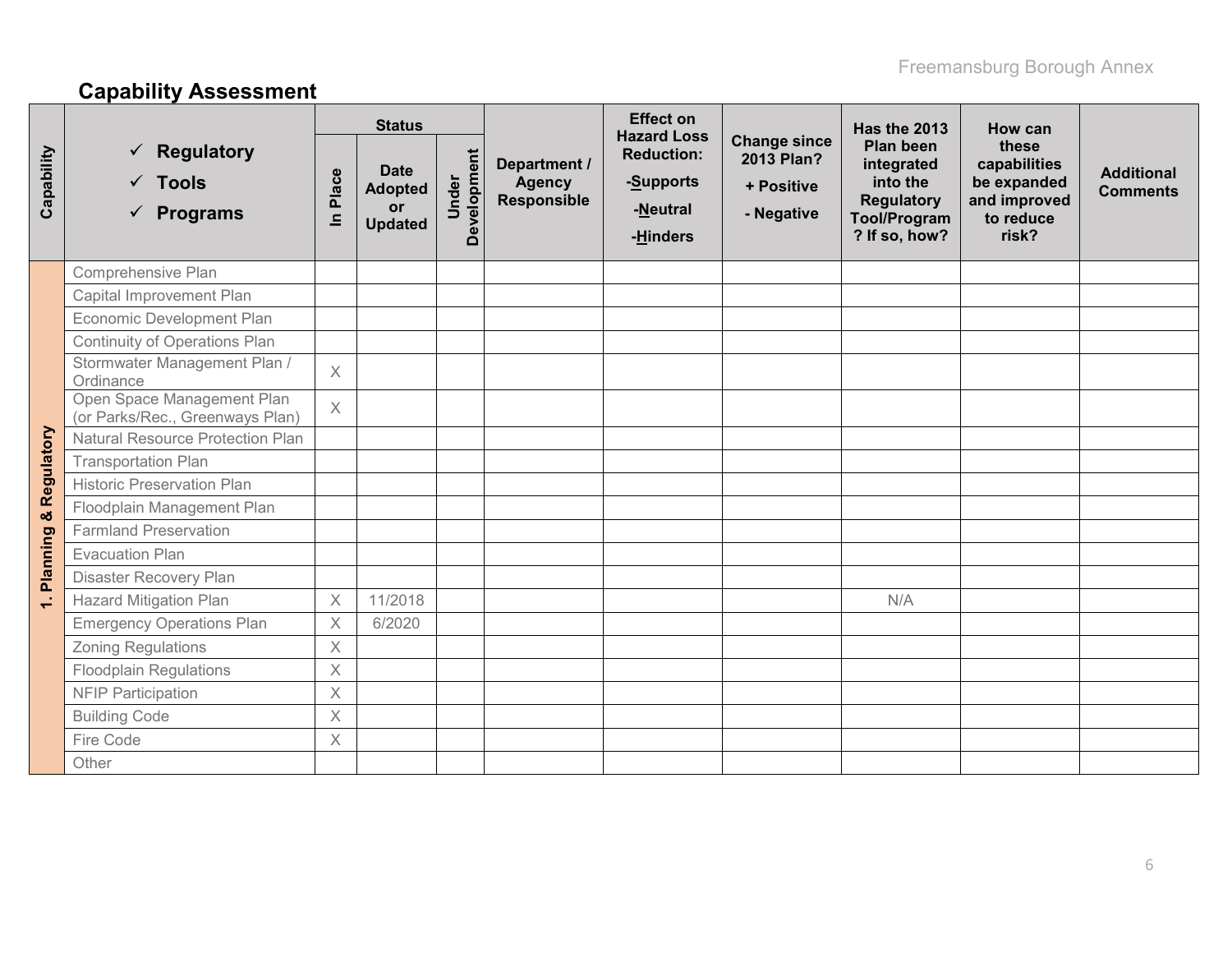## Capability Assessment

| Capability | ✓ Regulatory ✓ Tools ✓ Programs | Status | | | Department / Agency Responsible | Effect on Hazard Loss Reduction: -Supports -Neutral -Hinders | Change since 2013 Plan? + Positive - Negative | Has the 2013 Plan been integrated into the Regulatory Tool/Program? If so, how? | How can these capabilities be expanded and improved to reduce risk? | Additional Comments |
|---|---|---|---|---|---|---|---|---|---|---|
| | | In Place | Date Adopted or Updated | Under Development | | | | | | |
| 1. Planning & Regulatory | Comprehensive Plan | | | | | | | | | |
| | Capital Improvement Plan | | | | | | | | | |
| | Economic Development Plan | | | | | | | | | |
| | Continuity of Operations Plan | | | | | | | | | |
| | Stormwater Management Plan / Ordinance | X | | | | | | | | |
| | Open Space Management Plan (or Parks/Rec., Greenways Plan) | X | | | | | | | | |
| | Natural Resource Protection Plan | | | | | | | | | |
| | Transportation Plan | | | | | | | | | |
| | Historic Preservation Plan | | | | | | | | | |
| | Floodplain Management Plan | | | | | | | | | |
| | Farmland Preservation | | | | | | | | | |
| | Evacuation Plan | | | | | | | | | |
| | Disaster Recovery Plan | | | | | | | | | |
| | Hazard Mitigation Plan | X | 11/2018 | | | | | N/A | | |
| | Emergency Operations Plan | X | 6/2020 | | | | | | | |
| | Zoning Regulations | X | | | | | | | | |
| | Floodplain Regulations | X | | | | | | | | |
| | NFIP Participation | X | | | | | | | | |
| | Building Code | X | | | | | | | | |
| | Fire Code | X | | | | | | | | |
| | Other | | | | | | | | | |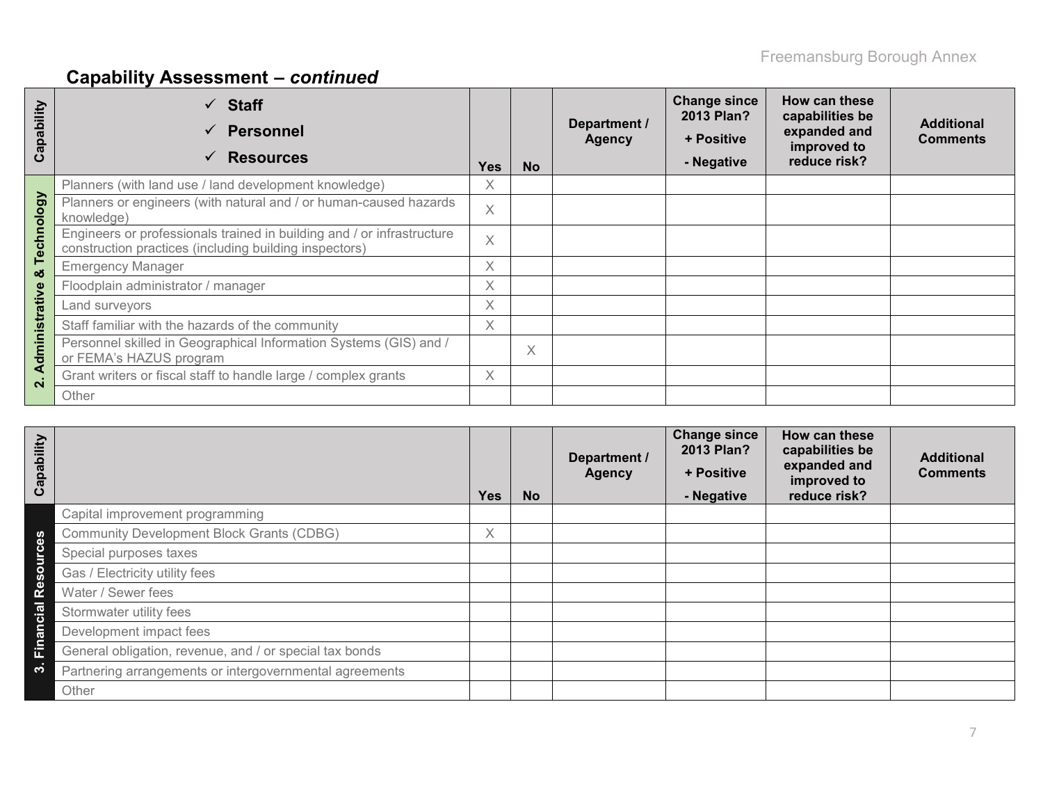## Capability Assessment – *continued*

| Capability | ✓ Staff ✓ Personnel ✓ Resources | Yes | No | Department / Agency | Change since 2013 Plan? + Positive - Negative | How can these capabilities be expanded and improved to reduce risk? | Additional Comments |
|---|---|---|---|---|---|---|---|
| 2. Administrative & Technology | Planners (with land use / land development knowledge) | X | | | | | |
| | Planners or engineers (with natural and / or human-caused hazards knowledge) | X | | | | | |
| | Engineers or professionals trained in building and / or infrastructure construction practices (including building inspectors) | X | | | | | |
| | Emergency Manager | X | | | | | |
| | Floodplain administrator / manager | X | | | | | |
| | Land surveyors | X | | | | | |
| | Staff familiar with the hazards of the community | X | | | | | |
| | Personnel skilled in Geographical Information Systems (GIS) and / or FEMA's HAZUS program | | X | | | | |
| | Grant writers or fiscal staff to handle large / complex grants | X | | | | | |
| | Other | | | | | | |

| Capability | | Yes | No | Department / Agency | Change since 2013 Plan? + Positive - Negative | How can these capabilities be expanded and improved to reduce risk? | Additional Comments |
|---|---|---|---|---|---|---|---|
| 3. Financial Resources | Capital improvement programming | | | | | | |
| | Community Development Block Grants (CDBG) | X | | | | | |
| | Special purposes taxes | | | | | | |
| | Gas / Electricity utility fees | | | | | | |
| | Water / Sewer fees | | | | | | |
| | Stormwater utility fees | | | | | | |
| | Development impact fees | | | | | | |
| | General obligation, revenue, and / or special tax bonds | | | | | | |
| | Partnering arrangements or intergovernmental agreements | | | | | | |
| | Other | | | | | | |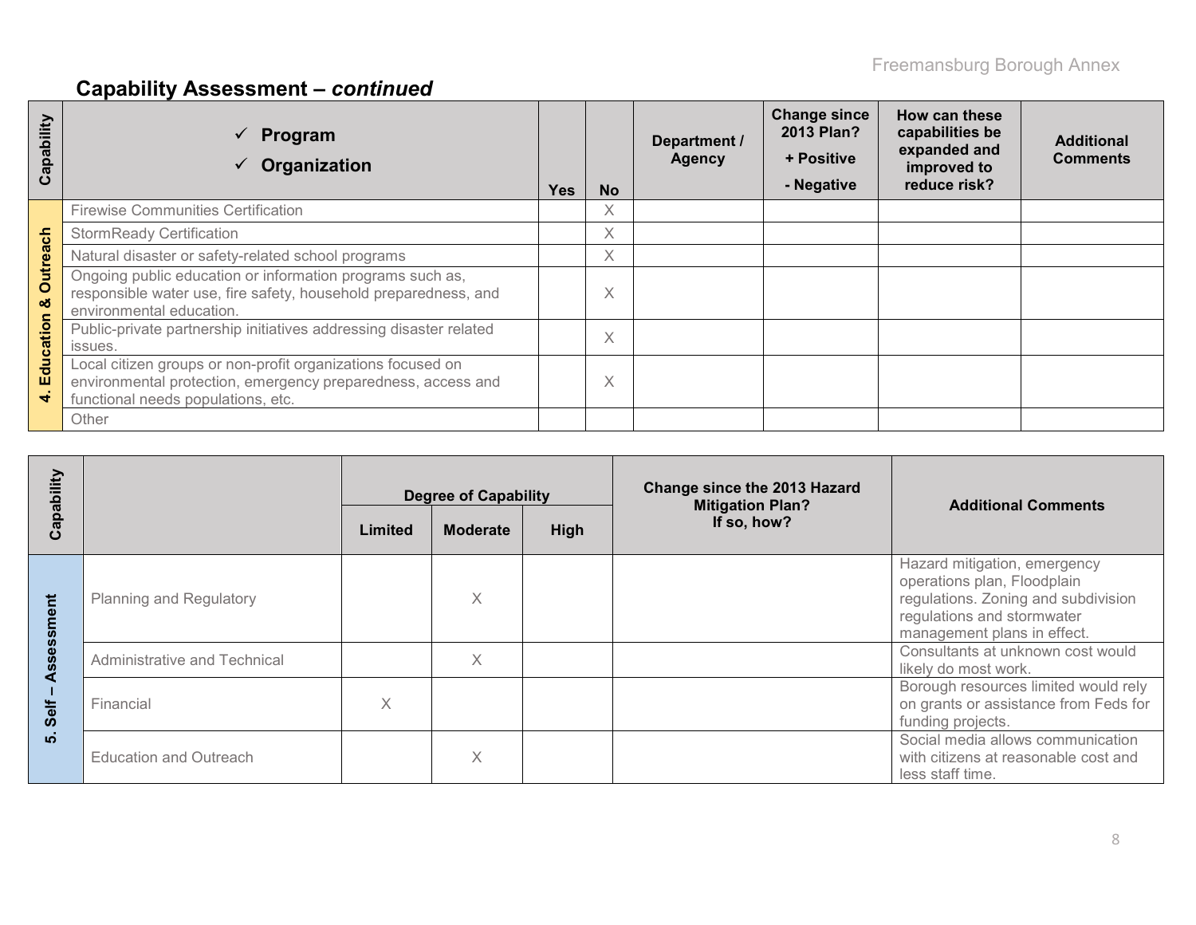## Capability Assessment – *continued*

| Capability | ✓ Program ✓ Organization | Yes | No | Department / Agency | Change since 2013 Plan? + Positive - Negative | How can these capabilities be expanded and improved to reduce risk? | Additional Comments |
|---|---|---|---|---|---|---|---|
| 4. Education & Outreach | Firewise Communities Certification | | X | | | | |
| | StormReady Certification | | X | | | | |
| | Natural disaster or safety-related school programs | | X | | | | |
| | Ongoing public education or information programs such as, responsible water use, fire safety, household preparedness, and environmental education. | | X | | | | |
| | Public-private partnership initiatives addressing disaster related issues. | | X | | | | |
| | Local citizen groups or non-profit organizations focused on environmental protection, emergency preparedness, access and functional needs populations, etc. | | X | | | | |
| | Other | | | | | | |

| Capability | | Degree of Capability | | | Change since the 2013 Hazard Mitigation Plan? If so, how? | Additional Comments |
|---|---|---|---|---|---|---|
| | | Limited | Moderate | High | | |
| 5. Self – Assessment | Planning and Regulatory | | X | | | Hazard mitigation, emergency operations plan, Floodplain regulations. Zoning and subdivision regulations and stormwater management plans in effect. |
| | Administrative and Technical | | X | | | Consultants at unknown cost would likely do most work. |
| | Financial | X | | | | Borough resources limited would rely on grants or assistance from Feds for funding projects. |
| | Education and Outreach | | X | | | Social media allows communication with citizens at reasonable cost and less staff time. |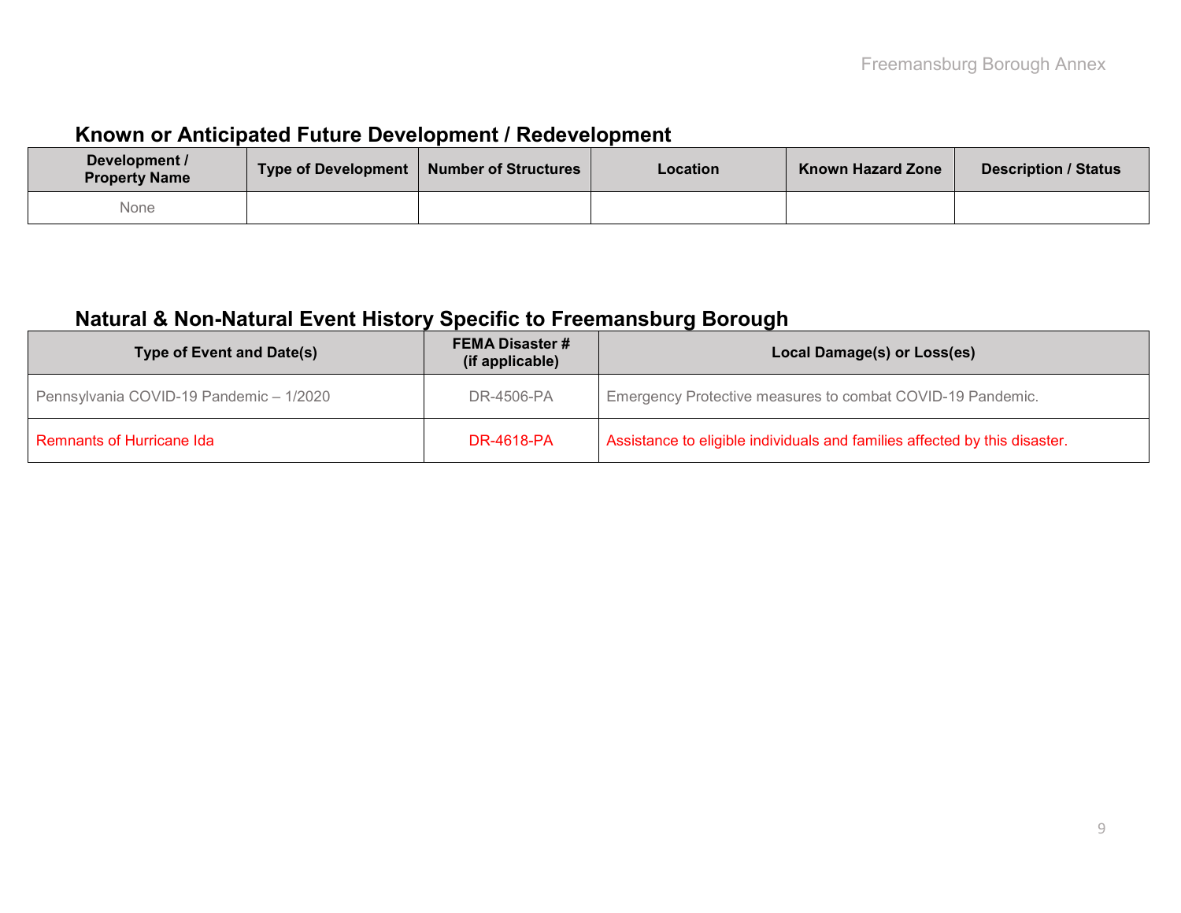## Known or Anticipated Future Development / Redevelopment

| Development / Property Name | Type of Development | Number of Structures | Location | Known Hazard Zone | Description / Status |
|---|---|---|---|---|---|
| None | | | | | |

## Natural & Non-Natural Event History Specific to Freemansburg Borough

| Type of Event and Date(s) | FEMA Disaster # (if applicable) | Local Damage(s) or Loss(es) |
|---|---|---|
| Pennsylvania COVID-19 Pandemic – 1/2020 | DR-4506-PA | Emergency Protective measures to combat COVID-19 Pandemic. |
| Remnants of Hurricane Ida | DR-4618-PA | Assistance to eligible individuals and families affected by this disaster. |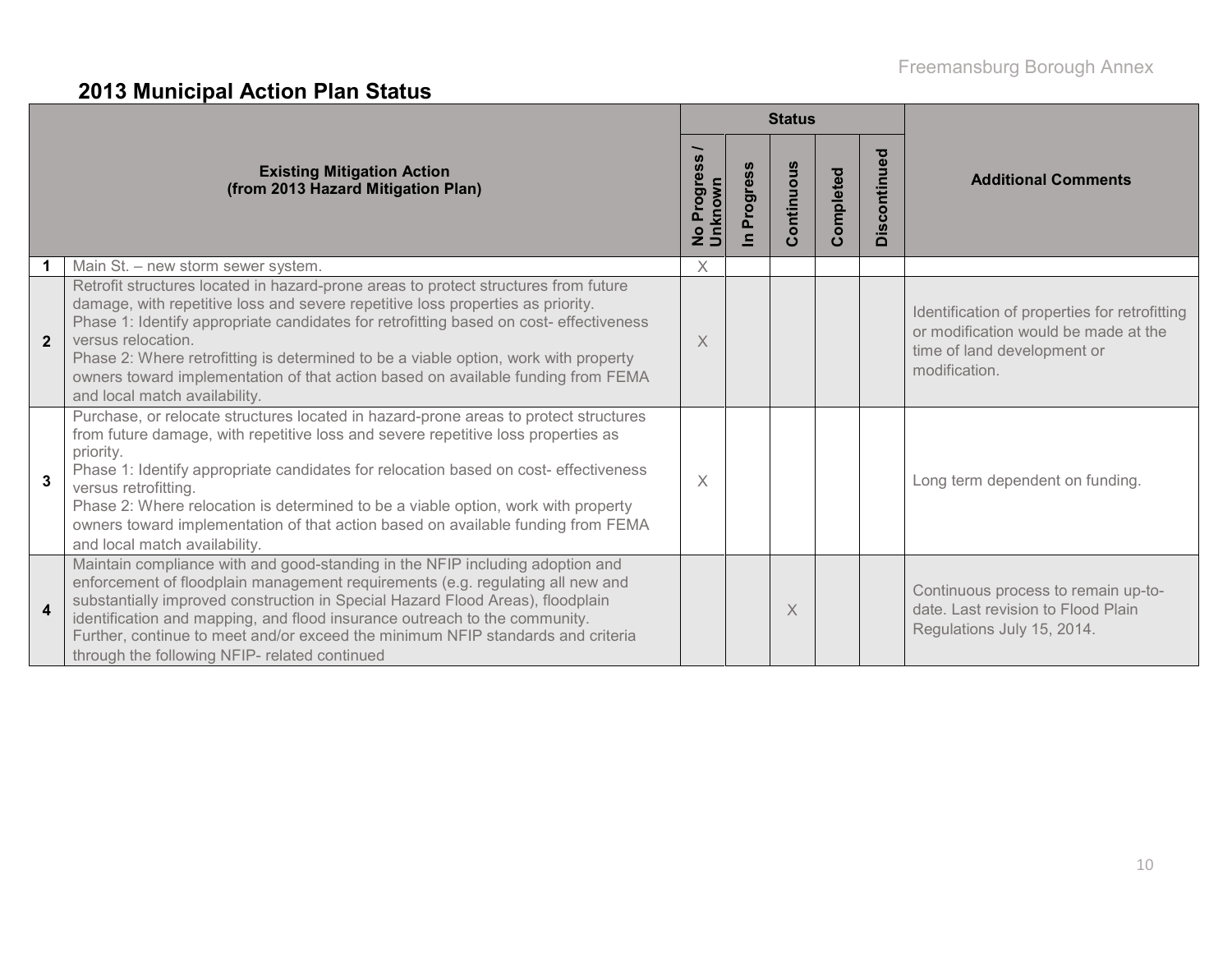## 2013 Municipal Action Plan Status

| | Existing Mitigation Action (from 2013 Hazard Mitigation Plan) | Status | | | | | Additional Comments |
|---|---|---|---|---|---|---|---|
| | | No Progress / Unknown | In Progress | Continuous | Completed | Discontinued | |
| 1 | Main St. – new storm sewer system. | X | | | | | |
| 2 | Retrofit structures located in hazard-prone areas to protect structures from future damage, with repetitive loss and severe repetitive loss properties as priority. Phase 1: Identify appropriate candidates for retrofitting based on cost- effectiveness versus relocation. Phase 2: Where retrofitting is determined to be a viable option, work with property owners toward implementation of that action based on available funding from FEMA and local match availability. | X | | | | | Identification of properties for retrofitting or modification would be made at the time of land development or modification. |
| 3 | Purchase, or relocate structures located in hazard-prone areas to protect structures from future damage, with repetitive loss and severe repetitive loss properties as priority. Phase 1: Identify appropriate candidates for relocation based on cost- effectiveness versus retrofitting. Phase 2: Where relocation is determined to be a viable option, work with property owners toward implementation of that action based on available funding from FEMA and local match availability. | X | | | | | Long term dependent on funding. |
| 4 | Maintain compliance with and good-standing in the NFIP including adoption and enforcement of floodplain management requirements (e.g. regulating all new and substantially improved construction in Special Hazard Flood Areas), floodplain identification and mapping, and flood insurance outreach to the community. Further, continue to meet and/or exceed the minimum NFIP standards and criteria through the following NFIP- related continued | | | X | | | Continuous process to remain up-to-date. Last revision to Flood Plain Regulations July 15, 2014. |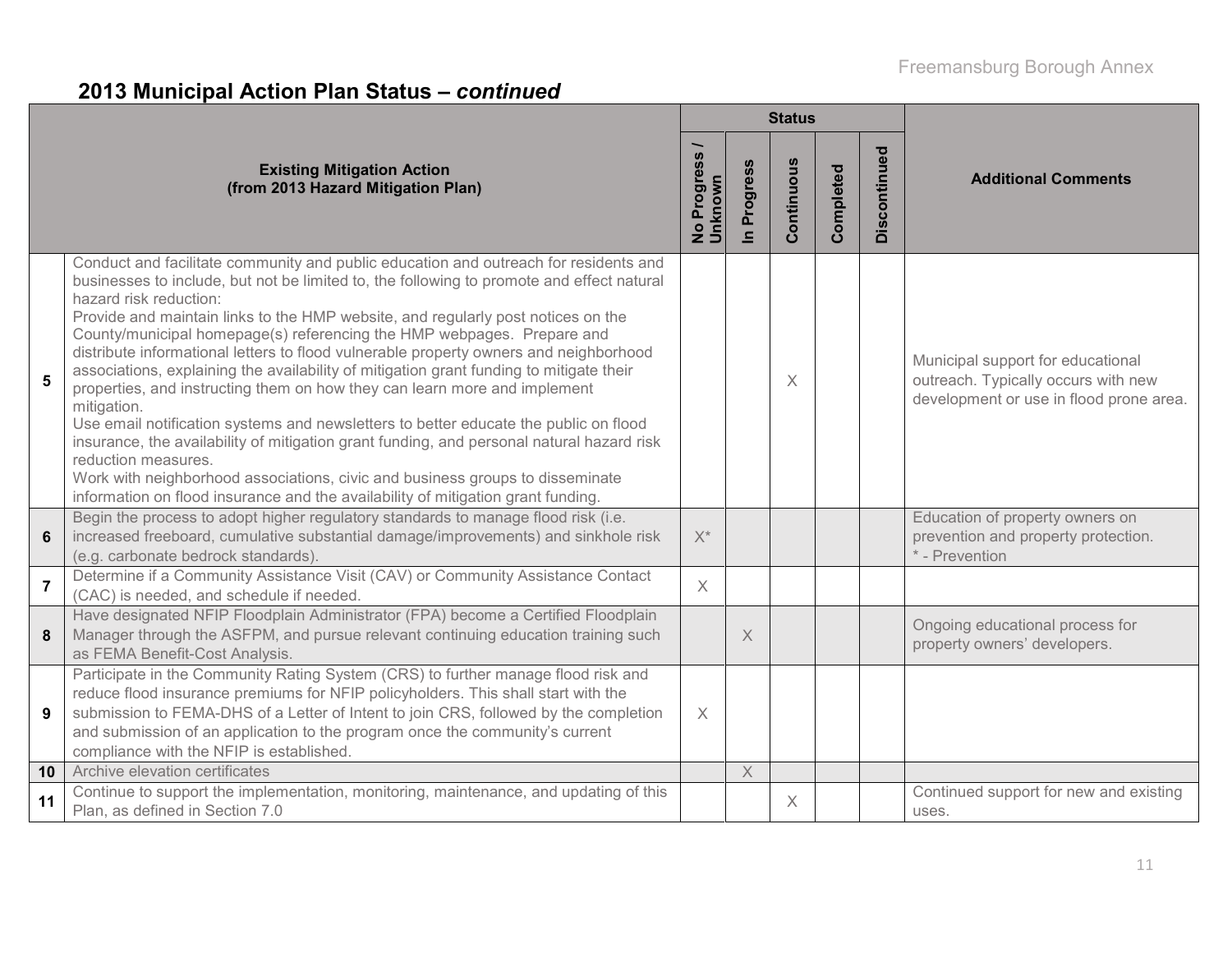## 2013 Municipal Action Plan Status – *continued*

| | Existing Mitigation Action (from 2013 Hazard Mitigation Plan) | Status | | | | | Additional Comments |
|---|---|---|---|---|---|---|---|
| | | No Progress / Unknown | In Progress | Continuous | Completed | Discontinued | |
| **5** | Conduct and facilitate community and public education and outreach for residents and businesses to include, but not be limited to, the following to promote and effect natural hazard risk reduction: Provide and maintain links to the HMP website, and regularly post notices on the County/municipal homepage(s) referencing the HMP webpages. Prepare and distribute informational letters to flood vulnerable property owners and neighborhood associations, explaining the availability of mitigation grant funding to mitigate their properties, and instructing them on how they can learn more and implement mitigation. Use email notification systems and newsletters to better educate the public on flood insurance, the availability of mitigation grant funding, and personal natural hazard risk reduction measures. Work with neighborhood associations, civic and business groups to disseminate information on flood insurance and the availability of mitigation grant funding. | | | X | | | Municipal support for educational outreach. Typically occurs with new development or use in flood prone area. |
| **6** | Begin the process to adopt higher regulatory standards to manage flood risk (i.e. increased freeboard, cumulative substantial damage/improvements) and sinkhole risk (e.g. carbonate bedrock standards). | X* | | | | | Education of property owners on prevention and property protection. * - Prevention |
| **7** | Determine if a Community Assistance Visit (CAV) or Community Assistance Contact (CAC) is needed, and schedule if needed. | X | | | | | |
| **8** | Have designated NFIP Floodplain Administrator (FPA) become a Certified Floodplain Manager through the ASFPM, and pursue relevant continuing education training such as FEMA Benefit-Cost Analysis. | | X | | | | Ongoing educational process for property owners' developers. |
| **9** | Participate in the Community Rating System (CRS) to further manage flood risk and reduce flood insurance premiums for NFIP policyholders. This shall start with the submission to FEMA-DHS of a Letter of Intent to join CRS, followed by the completion and submission of an application to the program once the community's current compliance with the NFIP is established. | X | | | | | |
| **10** | Archive elevation certificates | | X | | | | |
| **11** | Continue to support the implementation, monitoring, maintenance, and updating of this Plan, as defined in Section 7.0 | | | X | | | Continued support for new and existing uses. |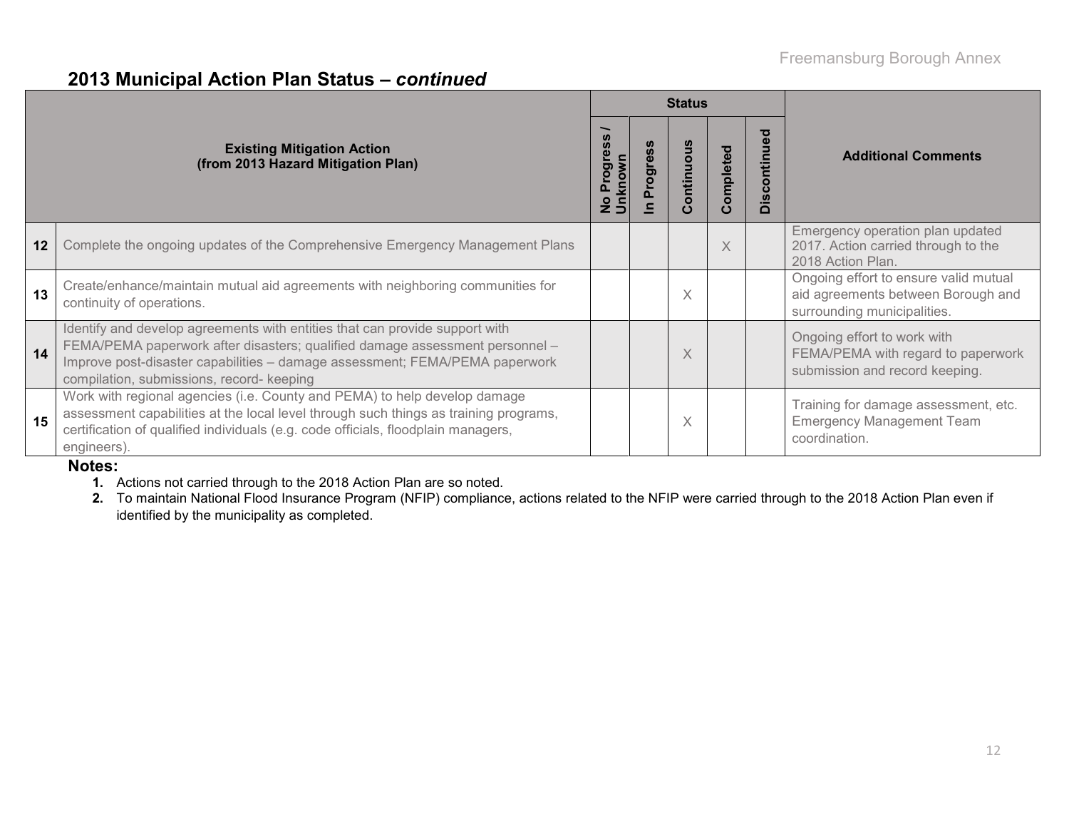## 2013 Municipal Action Plan Status – *continued*

| | Existing Mitigation Action (from 2013 Hazard Mitigation Plan) | Status | | | | | Additional Comments |
|---|---|---|---|---|---|---|---|
| | | No Progress / Unknown | In Progress | Continuous | Completed | Discontinued | |
| **12** | Complete the ongoing updates of the Comprehensive Emergency Management Plans | | | | X | | Emergency operation plan updated 2017. Action carried through to the 2018 Action Plan. |
| **13** | Create/enhance/maintain mutual aid agreements with neighboring communities for continuity of operations. | | | X | | | Ongoing effort to ensure valid mutual aid agreements between Borough and surrounding municipalities. |
| **14** | Identify and develop agreements with entities that can provide support with FEMA/PEMA paperwork after disasters; qualified damage assessment personnel – Improve post-disaster capabilities – damage assessment; FEMA/PEMA paperwork compilation, submissions, record- keeping | | | X | | | Ongoing effort to work with FEMA/PEMA with regard to paperwork submission and record keeping. |
| **15** | Work with regional agencies (i.e. County and PEMA) to help develop damage assessment capabilities at the local level through such things as training programs, certification of qualified individuals (e.g. code officials, floodplain managers, engineers). | | | X | | | Training for damage assessment, etc. Emergency Management Team coordination. |

**Notes:**

1. Actions not carried through to the 2018 Action Plan are so noted.
2. To maintain National Flood Insurance Program (NFIP) compliance, actions related to the NFIP were carried through to the 2018 Action Plan even if identified by the municipality as completed.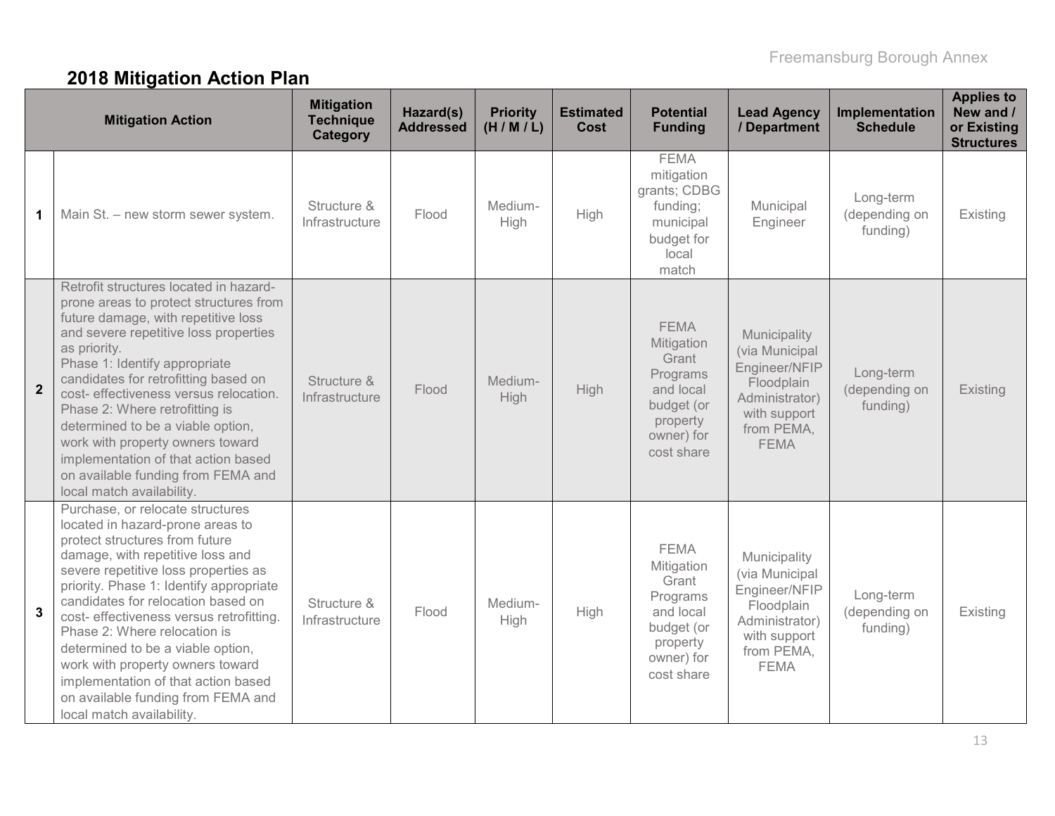## 2018 Mitigation Action Plan

| | Mitigation Action | Mitigation Technique Category | Hazard(s) Addressed | Priority (H / M / L) | Estimated Cost | Potential Funding | Lead Agency / Department | Implementation Schedule | Applies to New and / or Existing Structures |
|---|---|---|---|---|---|---|---|---|---|
| 1 | Main St. – new storm sewer system. | Structure & Infrastructure | Flood | Medium-High | High | FEMA mitigation grants; CDBG funding; municipal budget for local match | Municipal Engineer | Long-term (depending on funding) | Existing |
| 2 | Retrofit structures located in hazard-prone areas to protect structures from future damage, with repetitive loss and severe repetitive loss properties as priority. Phase 1: Identify appropriate candidates for retrofitting based on cost- effectiveness versus relocation. Phase 2: Where retrofitting is determined to be a viable option, work with property owners toward implementation of that action based on available funding from FEMA and local match availability. | Structure & Infrastructure | Flood | Medium-High | High | FEMA Mitigation Grant Programs and local budget (or property owner) for cost share | Municipality (via Municipal Engineer/NFIP Floodplain Administrator) with support from PEMA, FEMA | Long-term (depending on funding) | Existing |
| 3 | Purchase, or relocate structures located in hazard-prone areas to protect structures from future damage, with repetitive loss and severe repetitive loss properties as priority. Phase 1: Identify appropriate candidates for relocation based on cost- effectiveness versus retrofitting. Phase 2: Where relocation is determined to be a viable option, work with property owners toward implementation of that action based on available funding from FEMA and local match availability. | Structure & Infrastructure | Flood | Medium-High | High | FEMA Mitigation Grant Programs and local budget (or property owner) for cost share | Municipality (via Municipal Engineer/NFIP Floodplain Administrator) with support from PEMA, FEMA | Long-term (depending on funding) | Existing |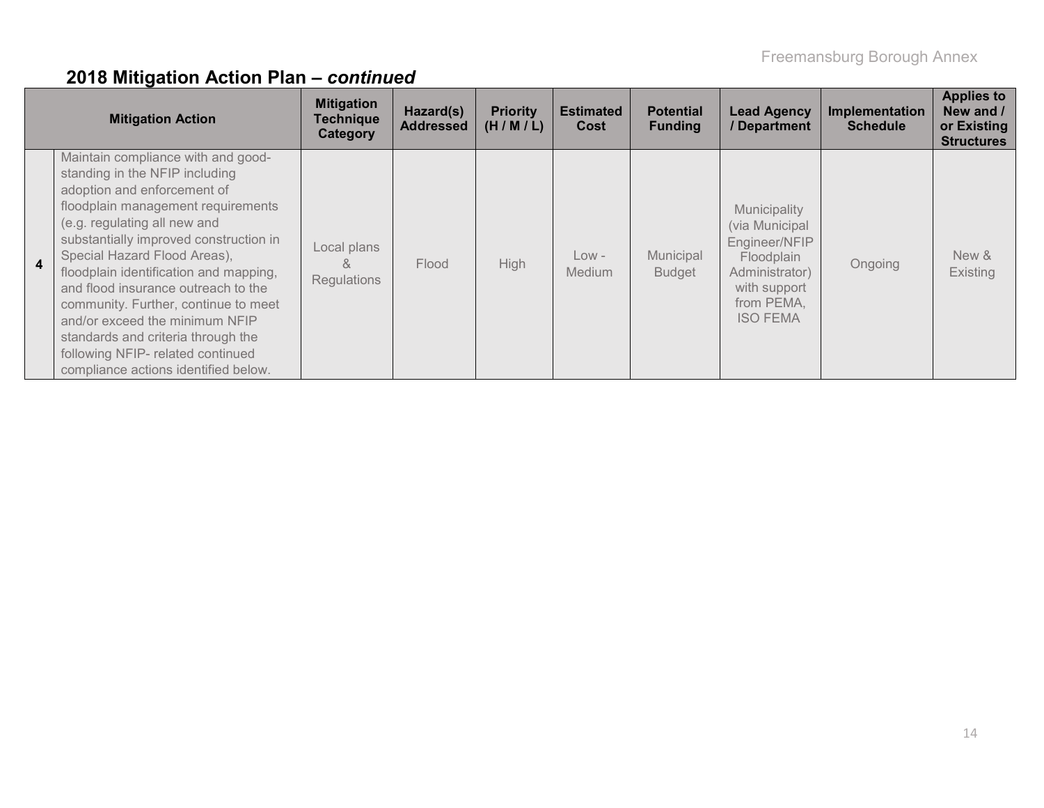## 2018 Mitigation Action Plan – *continued*

| | Mitigation Action | Mitigation Technique Category | Hazard(s) Addressed | Priority (H / M / L) | Estimated Cost | Potential Funding | Lead Agency / Department | Implementation Schedule | Applies to New and / or Existing Structures |
|---|---|---|---|---|---|---|---|---|---|
| **4** | Maintain compliance with and good-standing in the NFIP including adoption and enforcement of floodplain management requirements (e.g. regulating all new and substantially improved construction in Special Hazard Flood Areas), floodplain identification and mapping, and flood insurance outreach to the community. Further, continue to meet and/or exceed the minimum NFIP standards and criteria through the following NFIP- related continued compliance actions identified below. | Local plans & Regulations | Flood | High | Low - Medium | Municipal Budget | Municipality (via Municipal Engineer/NFIP Floodplain Administrator) with support from PEMA, ISO FEMA | Ongoing | New & Existing |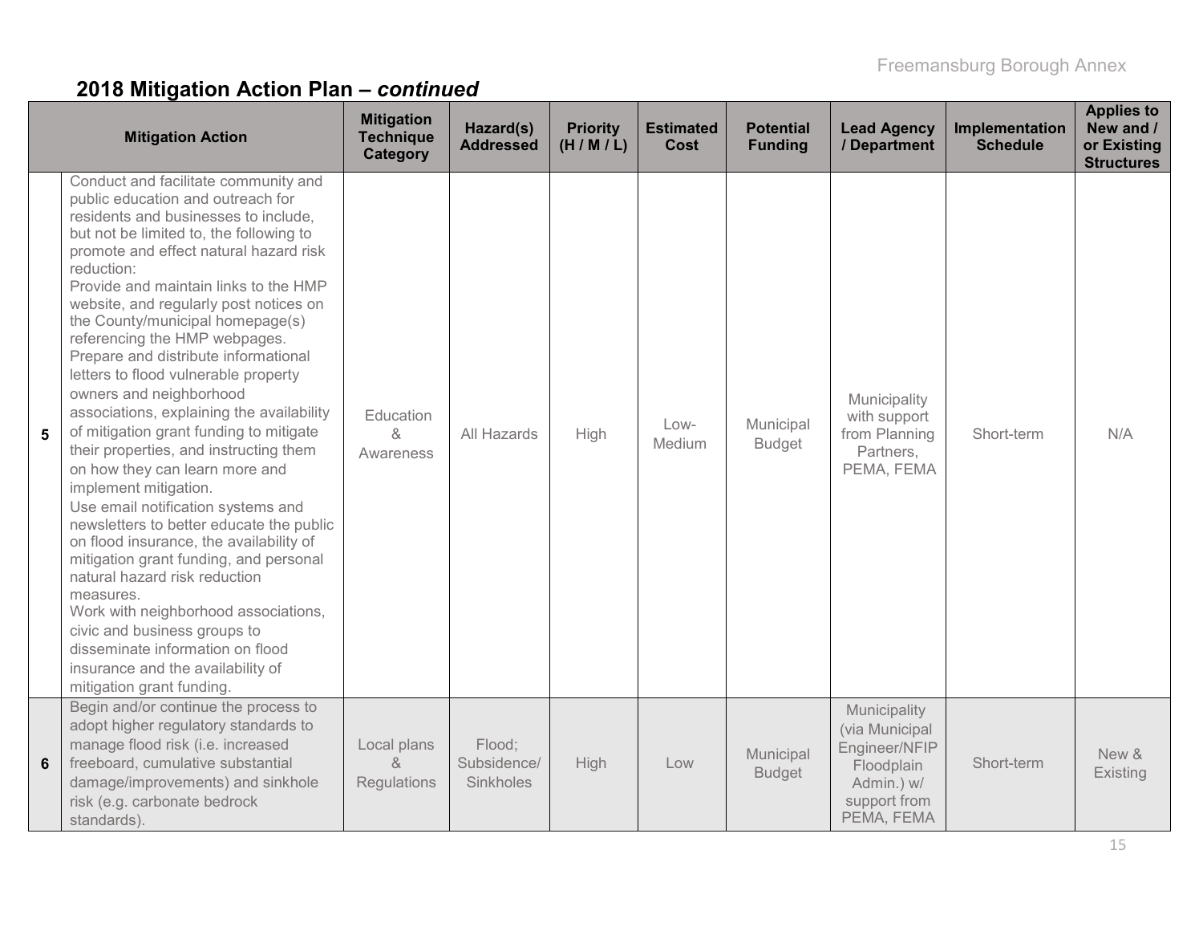## 2018 Mitigation Action Plan – *continued*

| | Mitigation Action | Mitigation Technique Category | Hazard(s) Addressed | Priority (H / M / L) | Estimated Cost | Potential Funding | Lead Agency / Department | Implementation Schedule | Applies to New and / or Existing Structures |
|---|---|---|---|---|---|---|---|---|---|
| **5** | Conduct and facilitate community and public education and outreach for residents and businesses to include, but not be limited to, the following to promote and effect natural hazard risk reduction: Provide and maintain links to the HMP website, and regularly post notices on the County/municipal homepage(s) referencing the HMP webpages. Prepare and distribute informational letters to flood vulnerable property owners and neighborhood associations, explaining the availability of mitigation grant funding to mitigate their properties, and instructing them on how they can learn more and implement mitigation. Use email notification systems and newsletters to better educate the public on flood insurance, the availability of mitigation grant funding, and personal natural hazard risk reduction measures. Work with neighborhood associations, civic and business groups to disseminate information on flood insurance and the availability of mitigation grant funding. | Education & Awareness | All Hazards | High | Low-Medium | Municipal Budget | Municipality with support from Planning Partners, PEMA, FEMA | Short-term | N/A |
| **6** | Begin and/or continue the process to adopt higher regulatory standards to manage flood risk (i.e. increased freeboard, cumulative substantial damage/improvements) and sinkhole risk (e.g. carbonate bedrock standards). | Local plans & Regulations | Flood; Subsidence/ Sinkholes | High | Low | Municipal Budget | Municipality (via Municipal Engineer/NFIP Floodplain Admin.) w/ support from PEMA, FEMA | Short-term | New & Existing |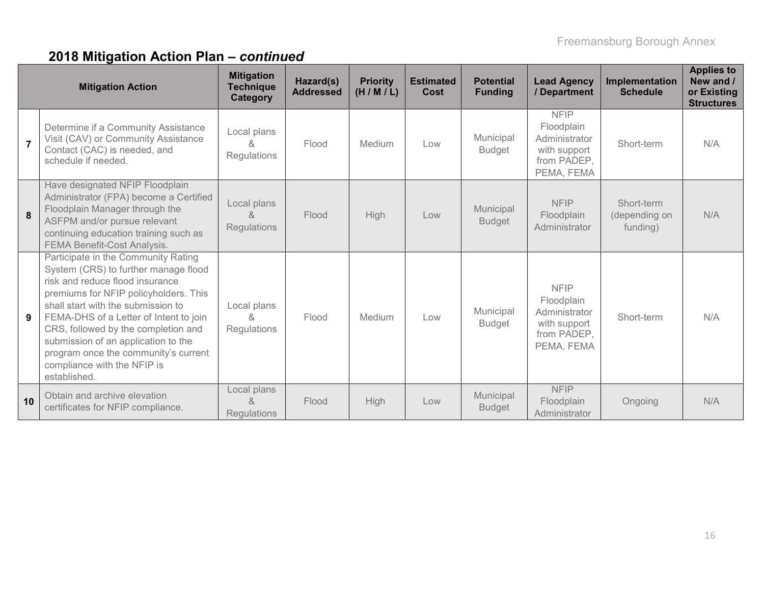## 2018 Mitigation Action Plan – *continued*

| | Mitigation Action | Mitigation Technique Category | Hazard(s) Addressed | Priority (H / M / L) | Estimated Cost | Potential Funding | Lead Agency / Department | Implementation Schedule | Applies to New and / or Existing Structures |
|---|---|---|---|---|---|---|---|---|---|
| 7 | Determine if a Community Assistance Visit (CAV) or Community Assistance Contact (CAC) is needed, and schedule if needed. | Local plans & Regulations | Flood | Medium | Low | Municipal Budget | NFIP Floodplain Administrator with support from PADEP, PEMA, FEMA | Short-term | N/A |
| 8 | Have designated NFIP Floodplain Administrator (FPA) become a Certified Floodplain Manager through the ASFPM and/or pursue relevant continuing education training such as FEMA Benefit-Cost Analysis. | Local plans & Regulations | Flood | High | Low | Municipal Budget | NFIP Floodplain Administrator | Short-term (depending on funding) | N/A |
| 9 | Participate in the Community Rating System (CRS) to further manage flood risk and reduce flood insurance premiums for NFIP policyholders. This shall start with the submission to FEMA-DHS of a Letter of Intent to join CRS, followed by the completion and submission of an application to the program once the community's current compliance with the NFIP is established. | Local plans & Regulations | Flood | Medium | Low | Municipal Budget | NFIP Floodplain Administrator with support from PADEP, PEMA, FEMA | Short-term | N/A |
| 10 | Obtain and archive elevation certificates for NFIP compliance. | Local plans & Regulations | Flood | High | Low | Municipal Budget | NFIP Floodplain Administrator | Ongoing | N/A |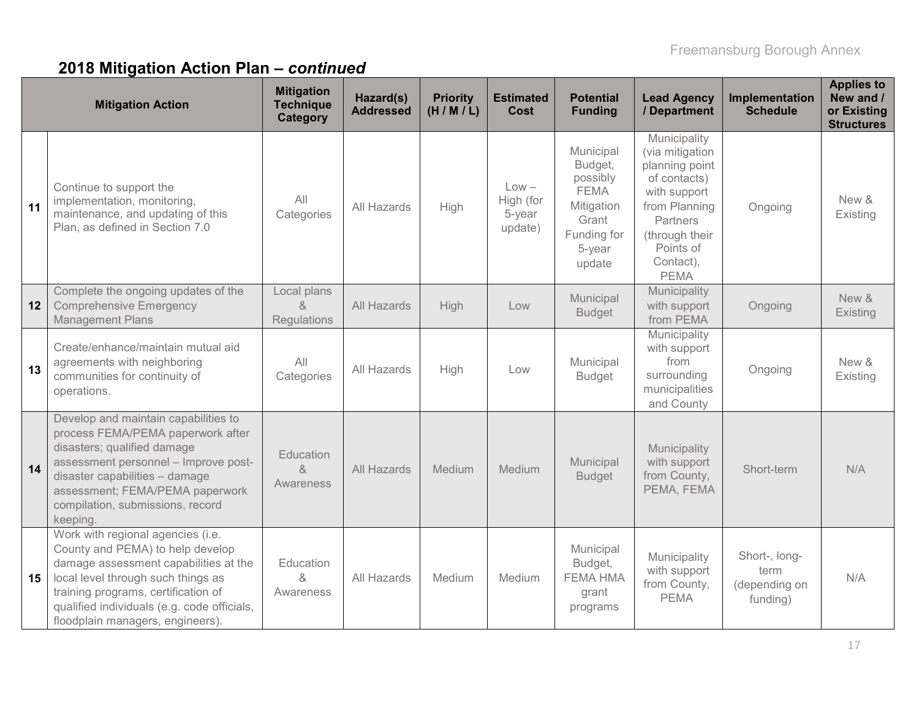## 2018 Mitigation Action Plan – *continued*

| | Mitigation Action | Mitigation Technique Category | Hazard(s) Addressed | Priority (H / M / L) | Estimated Cost | Potential Funding | Lead Agency / Department | Implementation Schedule | Applies to New and / or Existing Structures |
|---|---|---|---|---|---|---|---|---|---|
| 11 | Continue to support the implementation, monitoring, maintenance, and updating of this Plan, as defined in Section 7.0 | All Categories | All Hazards | High | Low – High (for 5-year update) | Municipal Budget, possibly FEMA Mitigation Grant Funding for 5-year update | Municipality (via mitigation planning point of contacts) with support from Planning Partners (through their Points of Contact), PEMA | Ongoing | New & Existing |
| 12 | Complete the ongoing updates of the Comprehensive Emergency Management Plans | Local plans & Regulations | All Hazards | High | Low | Municipal Budget | Municipality with support from PEMA | Ongoing | New & Existing |
| 13 | Create/enhance/maintain mutual aid agreements with neighboring communities for continuity of operations. | All Categories | All Hazards | High | Low | Municipal Budget | Municipality with support from surrounding municipalities and County | Ongoing | New & Existing |
| 14 | Develop and maintain capabilities to process FEMA/PEMA paperwork after disasters; qualified damage assessment personnel – Improve post-disaster capabilities – damage assessment; FEMA/PEMA paperwork compilation, submissions, record keeping. | Education & Awareness | All Hazards | Medium | Medium | Municipal Budget | Municipality with support from County, PEMA, FEMA | Short-term | N/A |
| 15 | Work with regional agencies (i.e. County and PEMA) to help develop damage assessment capabilities at the local level through such things as training programs, certification of qualified individuals (e.g. code officials, floodplain managers, engineers). | Education & Awareness | All Hazards | Medium | Medium | Municipal Budget, FEMA HMA grant programs | Municipality with support from County, PEMA | Short-, long-term (depending on funding) | N/A |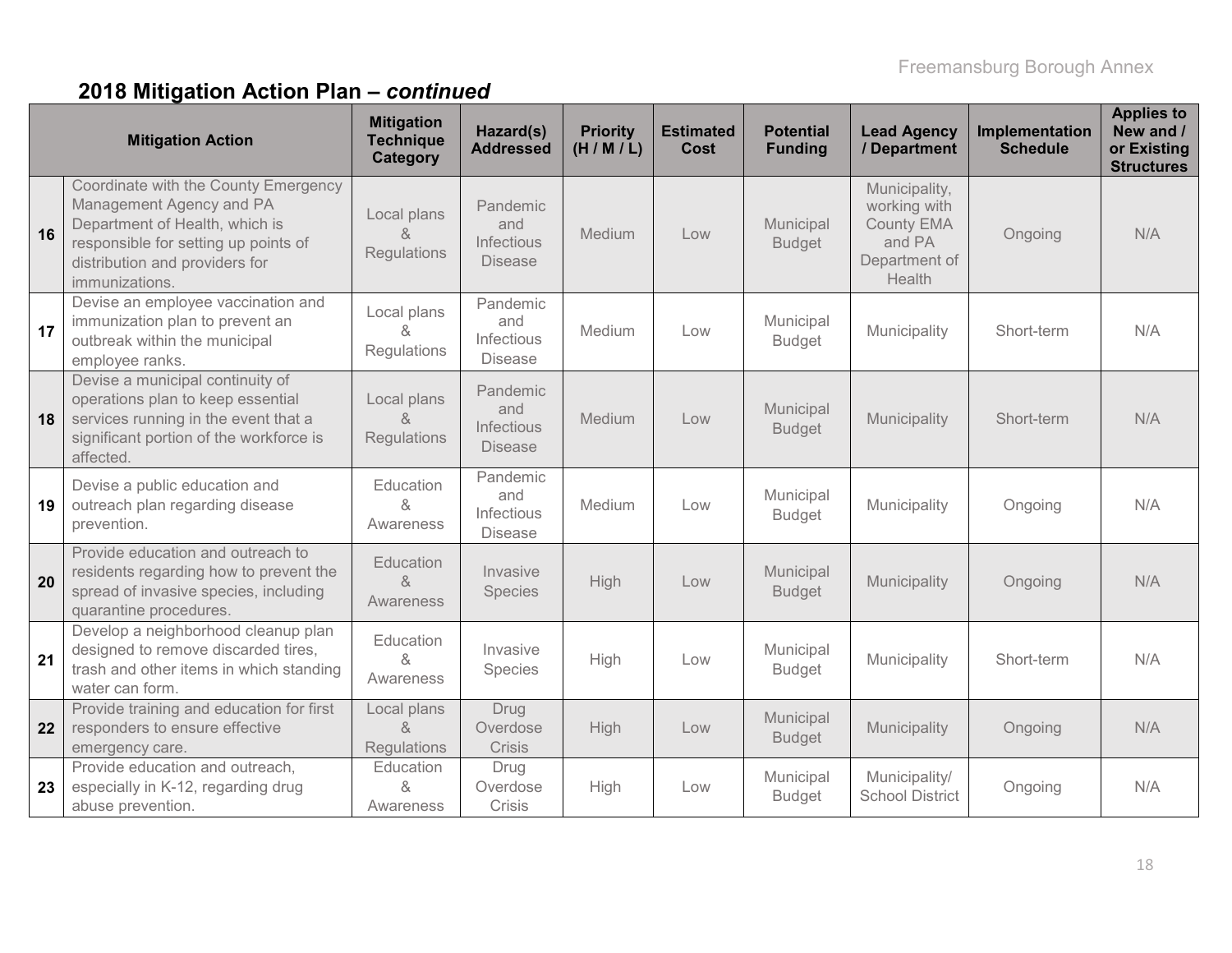## 2018 Mitigation Action Plan – *continued*

| | Mitigation Action | Mitigation Technique Category | Hazard(s) Addressed | Priority (H / M / L) | Estimated Cost | Potential Funding | Lead Agency / Department | Implementation Schedule | Applies to New and / or Existing Structures |
|---|---|---|---|---|---|---|---|---|---|
| 16 | Coordinate with the County Emergency Management Agency and PA Department of Health, which is responsible for setting up points of distribution and providers for immunizations. | Local plans & Regulations | Pandemic and Infectious Disease | Medium | Low | Municipal Budget | Municipality, working with County EMA and PA Department of Health | Ongoing | N/A |
| 17 | Devise an employee vaccination and immunization plan to prevent an outbreak within the municipal employee ranks. | Local plans & Regulations | Pandemic and Infectious Disease | Medium | Low | Municipal Budget | Municipality | Short-term | N/A |
| 18 | Devise a municipal continuity of operations plan to keep essential services running in the event that a significant portion of the workforce is affected. | Local plans & Regulations | Pandemic and Infectious Disease | Medium | Low | Municipal Budget | Municipality | Short-term | N/A |
| 19 | Devise a public education and outreach plan regarding disease prevention. | Education & Awareness | Pandemic and Infectious Disease | Medium | Low | Municipal Budget | Municipality | Ongoing | N/A |
| 20 | Provide education and outreach to residents regarding how to prevent the spread of invasive species, including quarantine procedures. | Education & Awareness | Invasive Species | High | Low | Municipal Budget | Municipality | Ongoing | N/A |
| 21 | Develop a neighborhood cleanup plan designed to remove discarded tires, trash and other items in which standing water can form. | Education & Awareness | Invasive Species | High | Low | Municipal Budget | Municipality | Short-term | N/A |
| 22 | Provide training and education for first responders to ensure effective emergency care. | Local plans & Regulations | Drug Overdose Crisis | High | Low | Municipal Budget | Municipality | Ongoing | N/A |
| 23 | Provide education and outreach, especially in K-12, regarding drug abuse prevention. | Education & Awareness | Drug Overdose Crisis | High | Low | Municipal Budget | Municipality/ School District | Ongoing | N/A |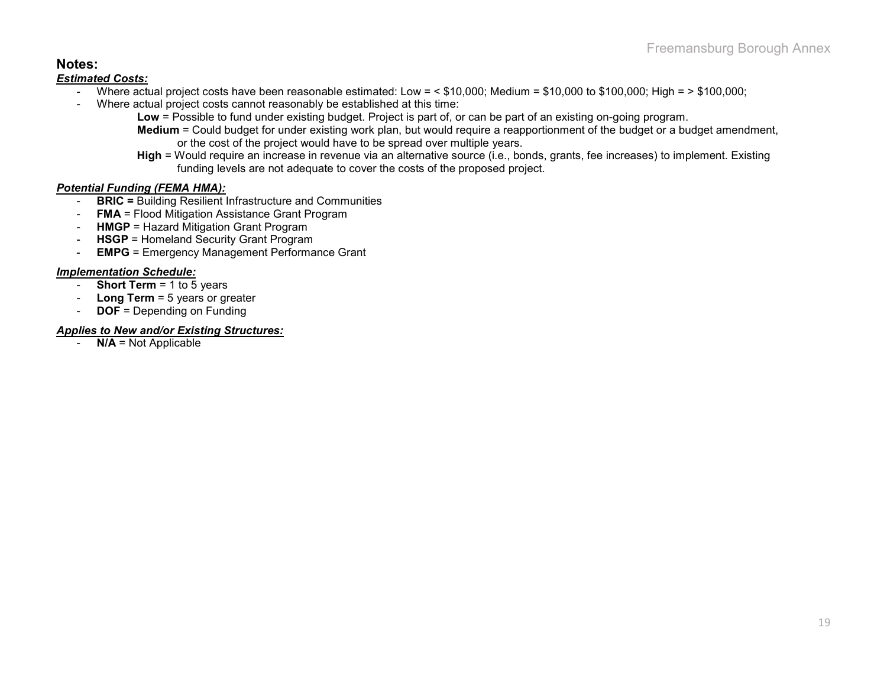## Notes:

***Estimated Costs:***

- Where actual project costs have been reasonable estimated: Low = < $10,000; Medium = $10,000 to $100,000; High = > $100,000;
- Where actual project costs cannot reasonably be established at this time:
  - **Low** = Possible to fund under existing budget. Project is part of, or can be part of an existing on-going program.
  - **Medium** = Could budget for under existing work plan, but would require a reapportionment of the budget or a budget amendment, or the cost of the project would have to be spread over multiple years.
  - **High** = Would require an increase in revenue via an alternative source (i.e., bonds, grants, fee increases) to implement. Existing funding levels are not adequate to cover the costs of the proposed project.

***Potential Funding (FEMA HMA):***

- **BRIC =** Building Resilient Infrastructure and Communities
- **FMA** = Flood Mitigation Assistance Grant Program
- **HMGP** = Hazard Mitigation Grant Program
- **HSGP** = Homeland Security Grant Program
- **EMPG** = Emergency Management Performance Grant

***Implementation Schedule:***

- **Short Term** = 1 to 5 years
- **Long Term** = 5 years or greater
- **DOF** = Depending on Funding

***Applies to New and/or Existing Structures:***

- **N/A** = Not Applicable